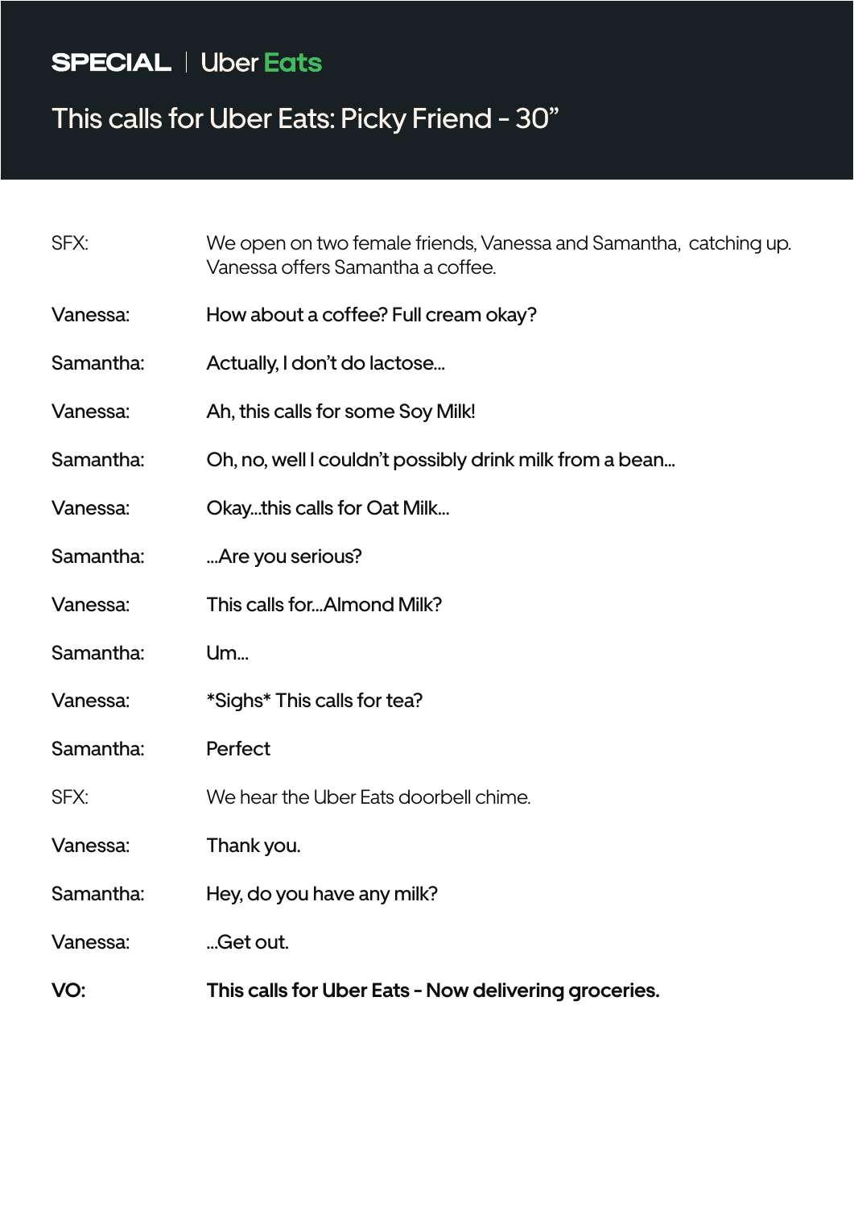SPECIAL | Uber Eats

# This calls for Uber Eats: Picky Friend - 30”

| | |
|---|---|
| SFX: | We open on two female friends, Vanessa and Samantha, catching up. Vanessa offers Samantha a coffee. |
| Vanessa: | How about a coffee? Full cream okay? |
| Samantha: | Actually, I don’t do lactose... |
| Vanessa: | Ah, this calls for some Soy Milk! |
| Samantha: | Oh, no, well I couldn’t possibly drink milk from a bean... |
| Vanessa: | Okay...this calls for Oat Milk... |
| Samantha: | ...Are you serious? |
| Vanessa: | This calls for...Almond Milk? |
| Samantha: | Um... |
| Vanessa: | *Sighs* This calls for tea? |
| Samantha: | Perfect |
| SFX: | We hear the Uber Eats doorbell chime. |
| Vanessa: | Thank you. |
| Samantha: | Hey, do you have any milk? |
| Vanessa: | ...Get out. |
| **VO:** | **This calls for Uber Eats - Now delivering groceries.** |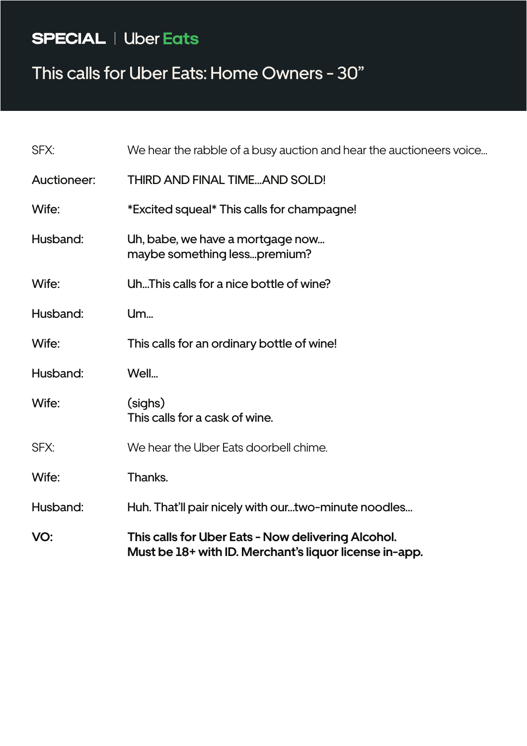**SPECIAL** | Uber **Eats**

# This calls for Uber Eats: Home Owners - 30"

| | |
|---|---|
| SFX: | We hear the rabble of a busy auction and hear the auctioneers voice... |
| Auctioneer: | THIRD AND FINAL TIME...AND SOLD! |
| Wife: | *Excited squeal* This calls for champagne! |
| Husband: | Uh, babe, we have a mortgage now... maybe something less...premium? |
| Wife: | Uh...This calls for a nice bottle of wine? |
| Husband: | Um... |
| Wife: | This calls for an ordinary bottle of wine! |
| Husband: | Well... |
| Wife: | (sighs) This calls for a cask of wine. |
| SFX: | We hear the Uber Eats doorbell chime. |
| Wife: | Thanks. |
| Husband: | Huh. That'll pair nicely with our...two-minute noodles... |
| **VO:** | **This calls for Uber Eats - Now delivering Alcohol. Must be 18+ with ID. Merchant's liquor license in-app.** |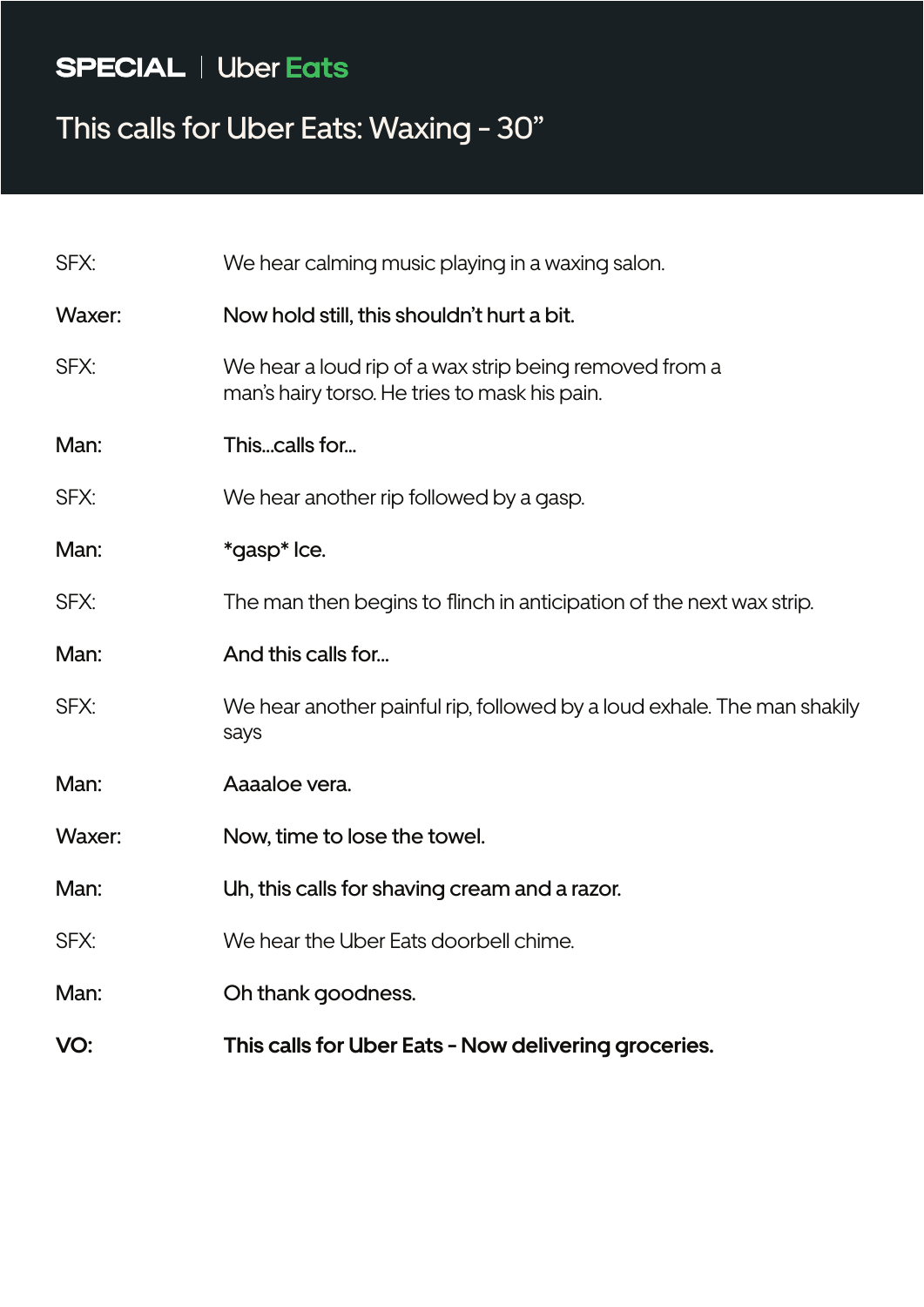**SPECIAL** | Uber Eats

# This calls for Uber Eats: Waxing - 30”

| | |
|---|---|
| SFX: | We hear calming music playing in a waxing salon. |
| **Waxer:** | **Now hold still, this shouldn’t hurt a bit.** |
| SFX: | We hear a loud rip of a wax strip being removed from a man’s hairy torso. He tries to mask his pain. |
| **Man:** | **This...calls for...** |
| SFX: | We hear another rip followed by a gasp. |
| **Man:** | ***gasp* Ice.** |
| SFX: | The man then begins to flinch in anticipation of the next wax strip. |
| **Man:** | **And this calls for...** |
| SFX: | We hear another painful rip, followed by a loud exhale. The man shakily says |
| **Man:** | **Aaaaloe vera.** |
| **Waxer:** | **Now, time to lose the towel.** |
| **Man:** | **Uh, this calls for shaving cream and a razor.** |
| SFX: | We hear the Uber Eats doorbell chime. |
| **Man:** | **Oh thank goodness.** |
| **VO:** | **This calls for Uber Eats - Now delivering groceries.** |